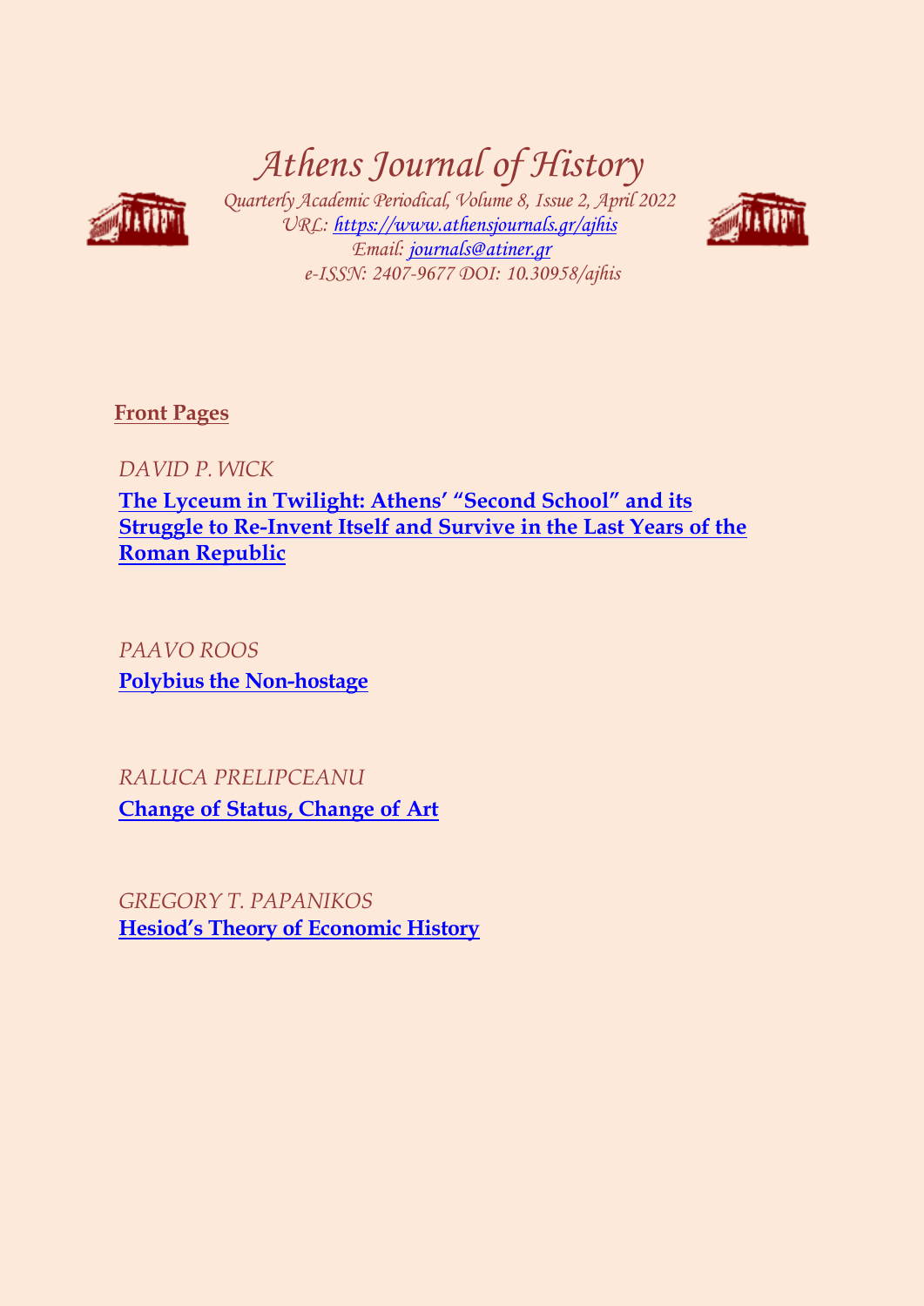# Athens Journal of History

*Quarterly Academic Periodical, Volume 8, Issue 2, April 2022*
*URL: https://www.athensjournals.gr/ajhis*
*Email: journals@atiner.gr*
*e-ISSN: 2407-9677 DOI: 10.30958/ajhis*

## Front Pages

*DAVID P. WICK*

**The Lyceum in Twilight: Athens' "Second School" and its Struggle to Re-Invent Itself and Survive in the Last Years of the Roman Republic**

*PAAVO ROOS*

**Polybius the Non-hostage**

*RALUCA PRELIPCEANU*

**Change of Status, Change of Art**

*GREGORY T. PAPANIKOS*

**Hesiod's Theory of Economic History**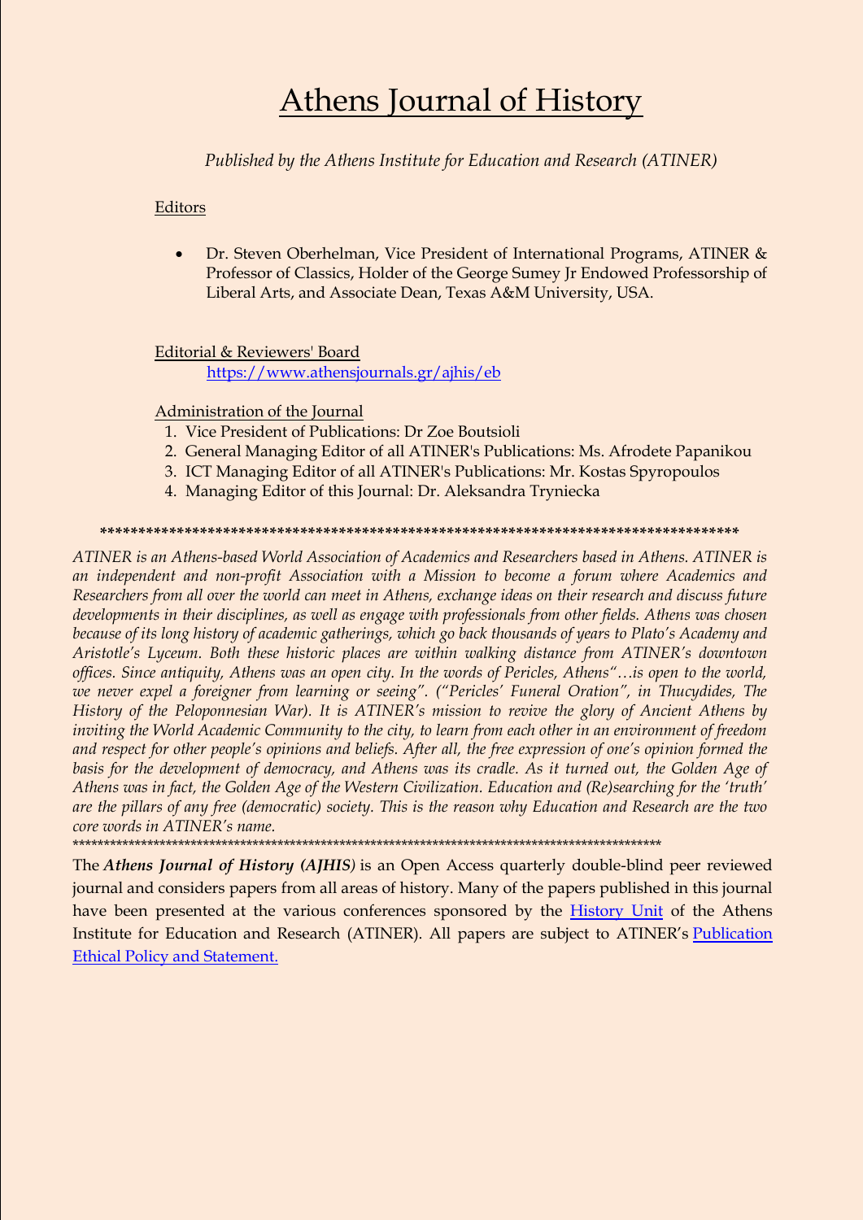# Athens Journal of History

*Published by the Athens Institute for Education and Research (ATINER)*

Editors

- Dr. Steven Oberhelman, Vice President of International Programs, ATINER & Professor of Classics, Holder of the George Sumey Jr Endowed Professorship of Liberal Arts, and Associate Dean, Texas A&M University, USA.

Editorial & Reviewers' Board
https://www.athensjournals.gr/ajhis/eb

Administration of the Journal

1. Vice President of Publications: Dr Zoe Boutsioli
2. General Managing Editor of all ATINER's Publications: Ms. Afrodete Papanikou
3. ICT Managing Editor of all ATINER's Publications: Mr. Kostas Spyropoulos
4. Managing Editor of this Journal: Dr. Aleksandra Tryniecka

***********************************************************************************

*ATINER is an Athens-based World Association of Academics and Researchers based in Athens. ATINER is an independent and non-profit Association with a Mission to become a forum where Academics and Researchers from all over the world can meet in Athens, exchange ideas on their research and discuss future developments in their disciplines, as well as engage with professionals from other fields. Athens was chosen because of its long history of academic gatherings, which go back thousands of years to Plato's Academy and Aristotle's Lyceum. Both these historic places are within walking distance from ATINER's downtown offices. Since antiquity, Athens was an open city. In the words of Pericles, Athens"…is open to the world, we never expel a foreigner from learning or seeing". ("Pericles' Funeral Oration", in Thucydides, The History of the Peloponnesian War). It is ATINER's mission to revive the glory of Ancient Athens by inviting the World Academic Community to the city, to learn from each other in an environment of freedom and respect for other people's opinions and beliefs. After all, the free expression of one's opinion formed the basis for the development of democracy, and Athens was its cradle. As it turned out, the Golden Age of Athens was in fact, the Golden Age of the Western Civilization. Education and (Re)searching for the 'truth' are the pillars of any free (democratic) society. This is the reason why Education and Research are the two core words in ATINER's name.*

***********************************************************************************

The ***Athens Journal of History (AJHIS)*** is an Open Access quarterly double-blind peer reviewed journal and considers papers from all areas of history. Many of the papers published in this journal have been presented at the various conferences sponsored by the History Unit of the Athens Institute for Education and Research (ATINER). All papers are subject to ATINER's Publication Ethical Policy and Statement.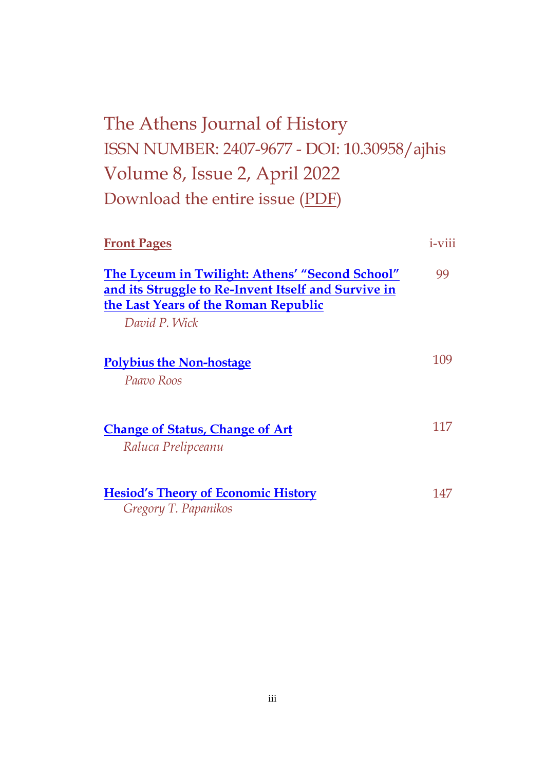# The Athens Journal of History

## ISSN NUMBER: 2407-9677 - DOI: 10.30958/ajhis

## Volume 8, Issue 2, April 2022

Download the entire issue (PDF)

| | |
|---|---|
| **Front Pages** | i-viii |
| **The Lyceum in Twilight: Athens' "Second School" and its Struggle to Re-Invent Itself and Survive in the Last Years of the Roman Republic**<br>*David P. Wick* | 99 |
| **Polybius the Non-hostage**<br>*Paavo Roos* | 109 |
| **Change of Status, Change of Art**<br>*Raluca Prelipceanu* | 117 |
| **Hesiod's Theory of Economic History**<br>*Gregory T. Papanikos* | 147 |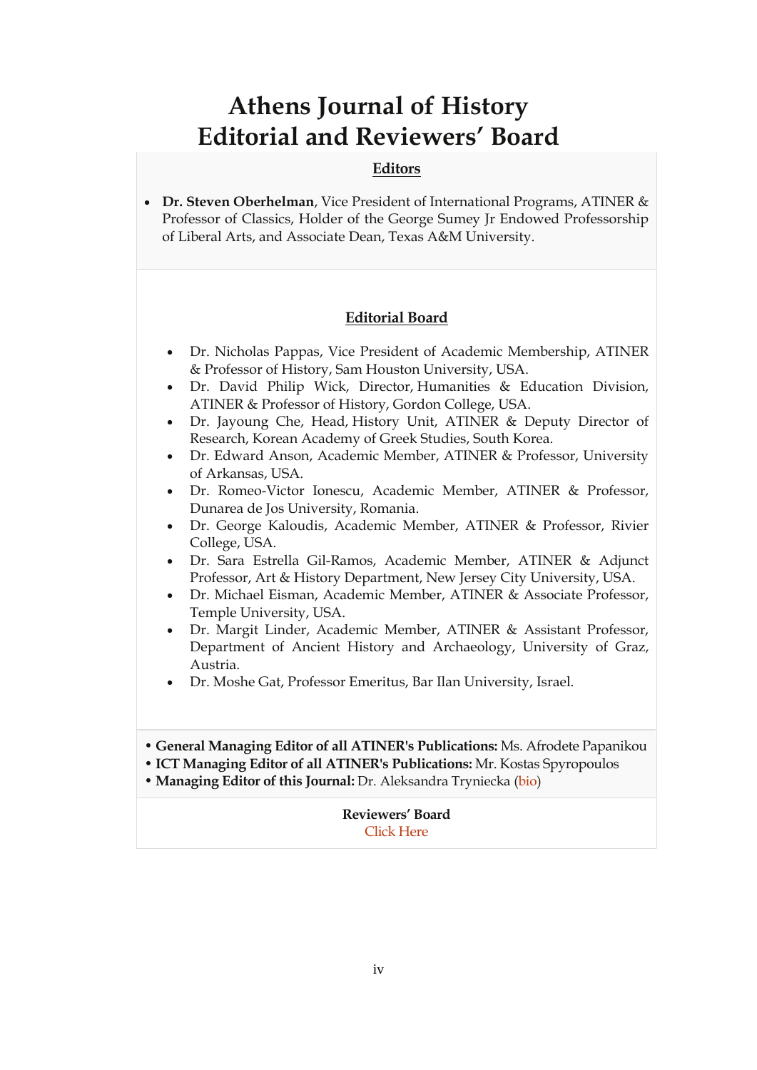# Athens Journal of History
# Editorial and Reviewers' Board

## Editors

- **Dr. Steven Oberhelman**, Vice President of International Programs, ATINER & Professor of Classics, Holder of the George Sumey Jr Endowed Professorship of Liberal Arts, and Associate Dean, Texas A&M University.

## Editorial Board

- Dr. Nicholas Pappas, Vice President of Academic Membership, ATINER & Professor of History, Sam Houston University, USA.
- Dr. David Philip Wick, Director, Humanities & Education Division, ATINER & Professor of History, Gordon College, USA.
- Dr. Jayoung Che, Head, History Unit, ATINER & Deputy Director of Research, Korean Academy of Greek Studies, South Korea.
- Dr. Edward Anson, Academic Member, ATINER & Professor, University of Arkansas, USA.
- Dr. Romeo-Victor Ionescu, Academic Member, ATINER & Professor, Dunarea de Jos University, Romania.
- Dr. George Kaloudis, Academic Member, ATINER & Professor, Rivier College, USA.
- Dr. Sara Estrella Gil-Ramos, Academic Member, ATINER & Adjunct Professor, Art & History Department, New Jersey City University, USA.
- Dr. Michael Eisman, Academic Member, ATINER & Associate Professor, Temple University, USA.
- Dr. Margit Linder, Academic Member, ATINER & Assistant Professor, Department of Ancient History and Archaeology, University of Graz, Austria.
- Dr. Moshe Gat, Professor Emeritus, Bar Ilan University, Israel.

- **General Managing Editor of all ATINER's Publications:** Ms. Afrodete Papanikou
- **ICT Managing Editor of all ATINER's Publications:** Mr. Kostas Spyropoulos
- **Managing Editor of this Journal:** Dr. Aleksandra Tryniecka (bio)

**Reviewers' Board**
Click Here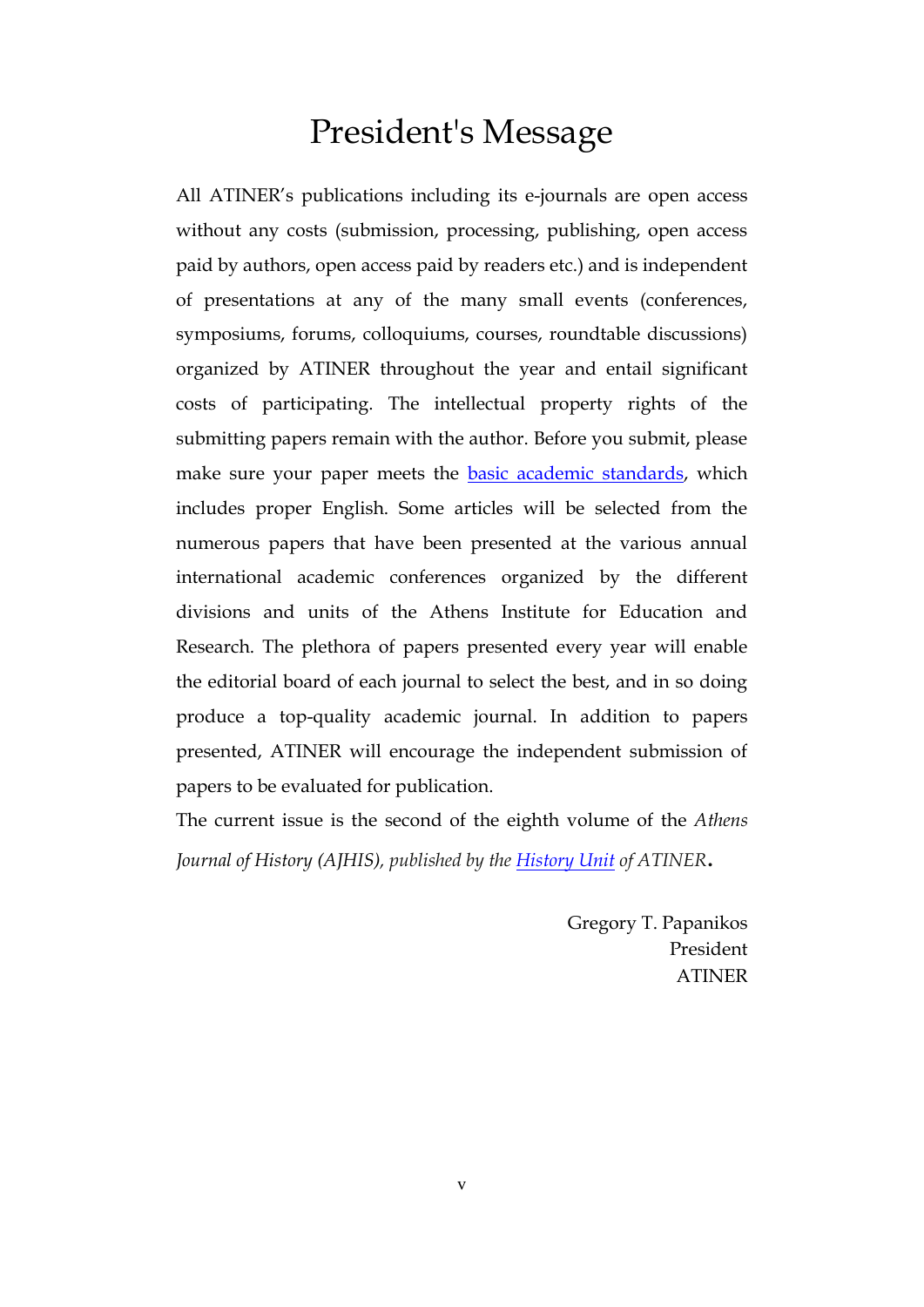# President's Message

All ATINER's publications including its e-journals are open access without any costs (submission, processing, publishing, open access paid by authors, open access paid by readers etc.) and is independent of presentations at any of the many small events (conferences, symposiums, forums, colloquiums, courses, roundtable discussions) organized by ATINER throughout the year and entail significant costs of participating. The intellectual property rights of the submitting papers remain with the author. Before you submit, please make sure your paper meets the basic academic standards, which includes proper English. Some articles will be selected from the numerous papers that have been presented at the various annual international academic conferences organized by the different divisions and units of the Athens Institute for Education and Research. The plethora of papers presented every year will enable the editorial board of each journal to select the best, and in so doing produce a top-quality academic journal. In addition to papers presented, ATINER will encourage the independent submission of papers to be evaluated for publication.

The current issue is the second of the eighth volume of the *Athens Journal of History (AJHIS), published by the History Unit of ATINER*.

Gregory T. Papanikos
President
ATINER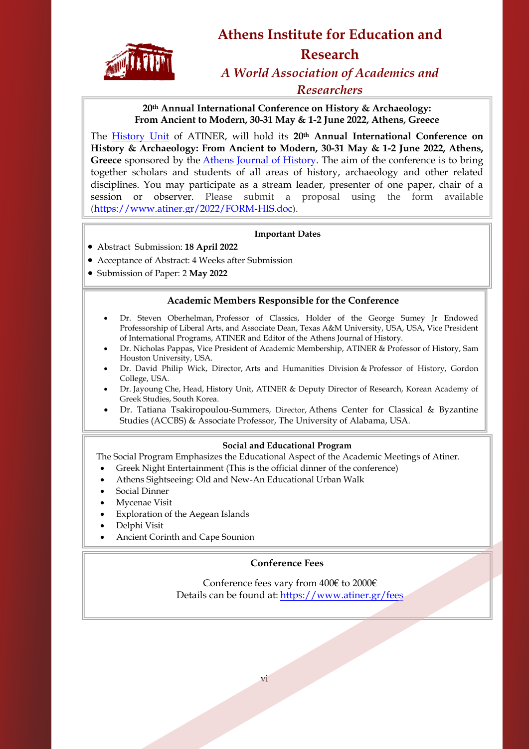# Athens Institute for Education and Research

## *A World Association of Academics and Researchers*

**20th Annual International Conference on History & Archaeology: From Ancient to Modern, 30-31 May & 1-2 June 2022, Athens, Greece**

The History Unit of ATINER, will hold its **20th Annual International Conference on History & Archaeology: From Ancient to Modern, 30-31 May & 1-2 June 2022, Athens, Greece** sponsored by the Athens Journal of History. The aim of the conference is to bring together scholars and students of all areas of history, archaeology and other related disciplines. You may participate as a stream leader, presenter of one paper, chair of a session or observer. Please submit a proposal using the form available (https://www.atiner.gr/2022/FORM-HIS.doc).

**Important Dates**

- Abstract Submission: **18 April 2022**
- Acceptance of Abstract: 4 Weeks after Submission
- Submission of Paper: 2 **May 2022**

**Academic Members Responsible for the Conference**

- Dr. Steven Oberhelman, Professor of Classics, Holder of the George Sumey Jr Endowed Professorship of Liberal Arts, and Associate Dean, Texas A&M University, USA, USA, Vice President of International Programs, ATINER and Editor of the Athens Journal of History.
- Dr. Nicholas Pappas, Vice President of Academic Membership, ATINER & Professor of History, Sam Houston University, USA.
- Dr. David Philip Wick, Director, Arts and Humanities Division & Professor of History, Gordon College, USA.
- Dr. Jayoung Che, Head, History Unit, ATINER & Deputy Director of Research, Korean Academy of Greek Studies, South Korea.
- Dr. Tatiana Tsakiropoulou-Summers, Director, Athens Center for Classical & Byzantine Studies (ACCBS) & Associate Professor, The University of Alabama, USA.

**Social and Educational Program**

The Social Program Emphasizes the Educational Aspect of the Academic Meetings of Atiner.

- Greek Night Entertainment (This is the official dinner of the conference)
- Athens Sightseeing: Old and New-An Educational Urban Walk
- Social Dinner
- Mycenae Visit
- Exploration of the Aegean Islands
- Delphi Visit
- Ancient Corinth and Cape Sounion

**Conference Fees**

Conference fees vary from 400€ to 2000€
Details can be found at: https://www.atiner.gr/fees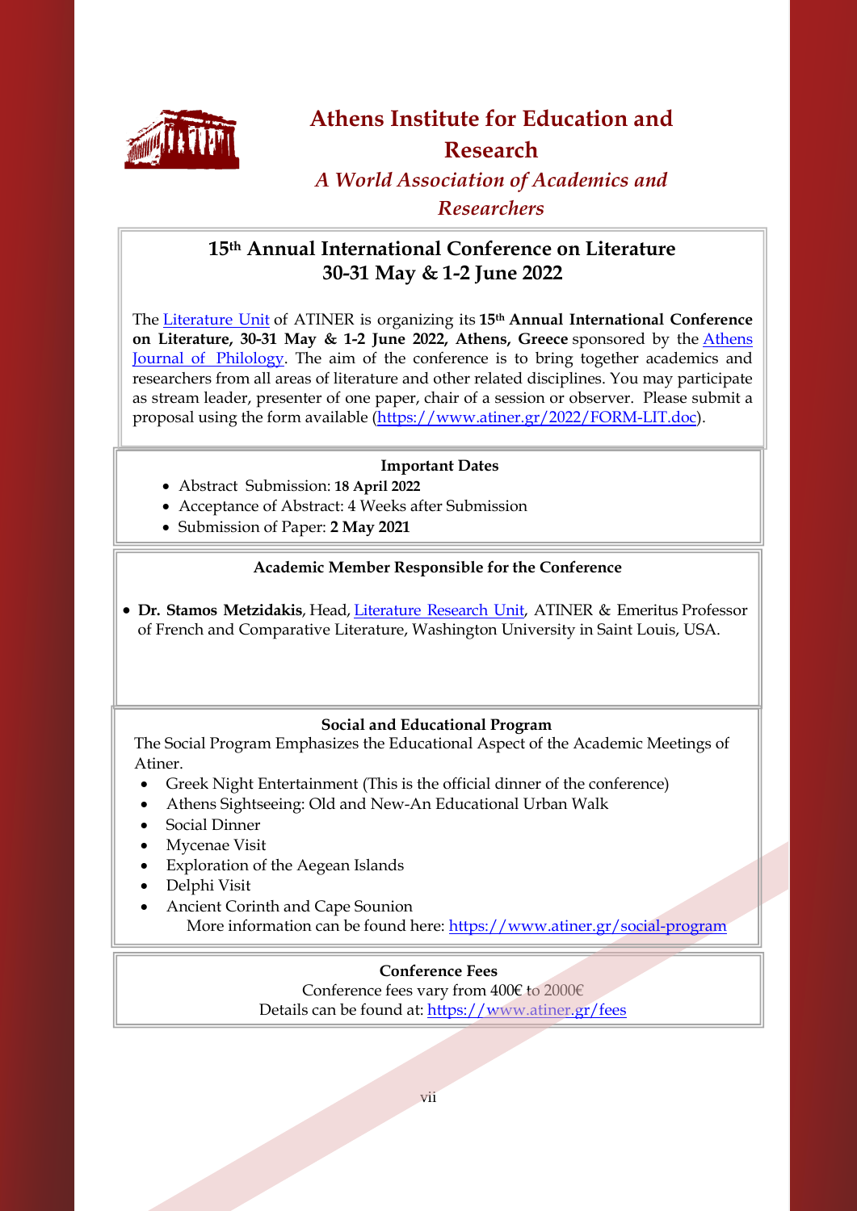# Athens Institute for Education and Research

*A World Association of Academics and Researchers*

## 15th Annual International Conference on Literature 30-31 May & 1-2 June 2022

The Literature Unit of ATINER is organizing its **15th Annual International Conference on Literature, 30-31 May & 1-2 June 2022, Athens, Greece** sponsored by the Athens Journal of Philology. The aim of the conference is to bring together academics and researchers from all areas of literature and other related disciplines. You may participate as stream leader, presenter of one paper, chair of a session or observer. Please submit a proposal using the form available (https://www.atiner.gr/2022/FORM-LIT.doc).

### Important Dates

- Abstract Submission: **18 April 2022**
- Acceptance of Abstract: 4 Weeks after Submission
- Submission of Paper: **2 May 2021**

### Academic Member Responsible for the Conference

- **Dr. Stamos Metzidakis**, Head, Literature Research Unit, ATINER & Emeritus Professor of French and Comparative Literature, Washington University in Saint Louis, USA.

### Social and Educational Program

The Social Program Emphasizes the Educational Aspect of the Academic Meetings of Atiner.

- Greek Night Entertainment (This is the official dinner of the conference)
- Athens Sightseeing: Old and New-An Educational Urban Walk
- Social Dinner
- Mycenae Visit
- Exploration of the Aegean Islands
- Delphi Visit
- Ancient Corinth and Cape Sounion

More information can be found here: https://www.atiner.gr/social-program

### Conference Fees

Conference fees vary from 400€ to 2000€

Details can be found at: https://www.atiner.gr/fees